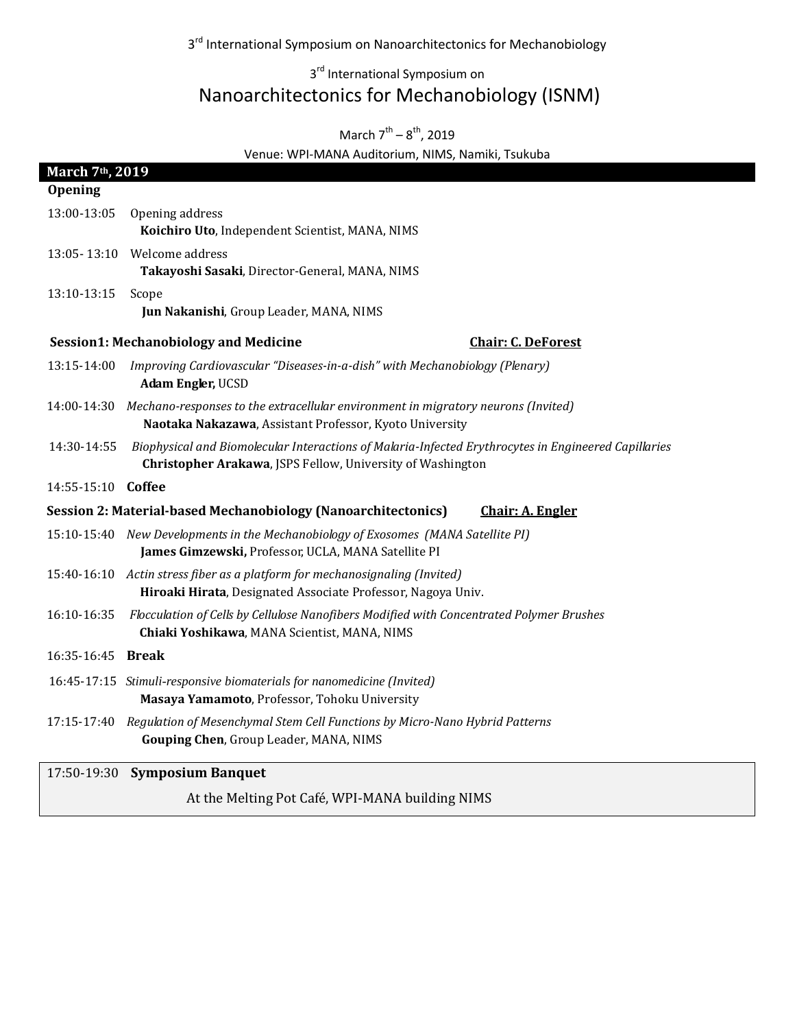3rd International Symposium on

# Nanoarchitectonics for Mechanobiology (ISNM)

March 7th – 8th, 2019

Venue: WPI-MANA Auditorium, NIMS, Namiki, Tsukuba

## March 7th, 2019

### Opening

13:00-13:05 Opening address
**Koichiro Uto**, Independent Scientist, MANA, NIMS

13:05- 13:10 Welcome address
**Takayoshi Sasaki**, Director-General, MANA, NIMS

13:10-13:15 Scope
**Jun Nakanishi**, Group Leader, MANA, NIMS

### Session1: Mechanobiology and Medicine — Chair: C. DeForest

13:15-14:00 *Improving Cardiovascular "Diseases-in-a-dish" with Mechanobiology (Plenary)*
**Adam Engler,** UCSD

14:00-14:30 *Mechano-responses to the extracellular environment in migratory neurons (Invited)*
**Naotaka Nakazawa**, Assistant Professor, Kyoto University

14:30-14:55 *Biophysical and Biomolecular Interactions of Malaria-Infected Erythrocytes in Engineered Capillaries*
**Christopher Arakawa**, JSPS Fellow, University of Washington

14:55-15:10 **Coffee**

### Session 2: Material-based Mechanobiology (Nanoarchitectonics) — Chair: A. Engler

15:10-15:40 *New Developments in the Mechanobiology of Exosomes (MANA Satellite PI)*
**James Gimzewski,** Professor, UCLA, MANA Satellite PI

15:40-16:10 *Actin stress fiber as a platform for mechanosignaling (Invited)*
**Hiroaki Hirata**, Designated Associate Professor, Nagoya Univ.

16:10-16:35 *Flocculation of Cells by Cellulose Nanofibers Modified with Concentrated Polymer Brushes*
**Chiaki Yoshikawa**, MANA Scientist, MANA, NIMS

16:35-16:45 **Break**

16:45-17:15 *Stimuli-responsive biomaterials for nanomedicine (Invited)*
**Masaya Yamamoto**, Professor, Tohoku University

17:15-17:40 *Regulation of Mesenchymal Stem Cell Functions by Micro-Nano Hybrid Patterns*
**Gouping Chen**, Group Leader, MANA, NIMS

17:50-19:30 **Symposium Banquet**
At the Melting Pot Café, WPI-MANA building NIMS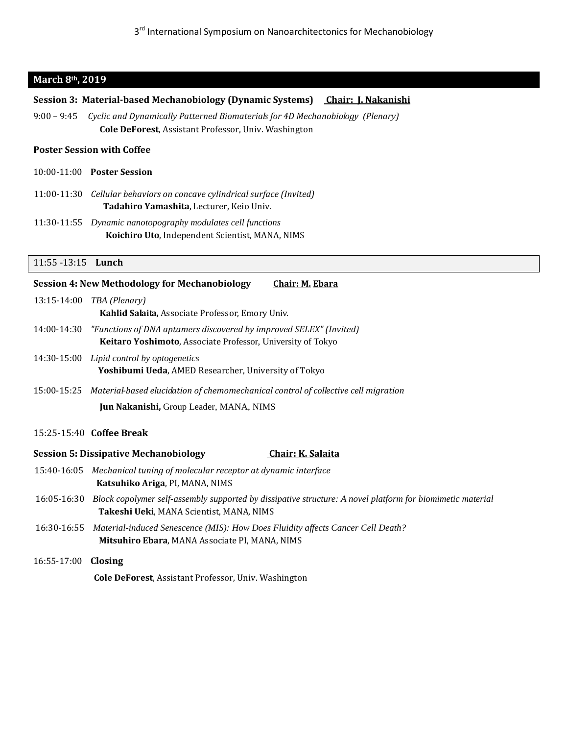## March 8th, 2019

**Session 3: Material-based Mechanobiology (Dynamic Systems)** **Chair: J. Nakanishi**

9:00 – 9:45 *Cyclic and Dynamically Patterned Biomaterials for 4D Mechanobiology (Plenary)*
**Cole DeForest**, Assistant Professor, Univ. Washington

**Poster Session with Coffee**

10:00-11:00 **Poster Session**

11:00-11:30 *Cellular behaviors on concave cylindrical surface (Invited)*
**Tadahiro Yamashita**, Lecturer, Keio Univ.

11:30-11:55 *Dynamic nanotopography modulates cell functions*
**Koichiro Uto**, Independent Scientist, MANA, NIMS

11:55 -13:15 **Lunch**

**Session 4: New Methodology for Mechanobiology** **Chair: M. Ebara**

13:15-14:00 *TBA (Plenary)*
**Kahlid Salaita,** Associate Professor, Emory Univ.

14:00-14:30 *"Functions of DNA aptamers discovered by improved SELEX" (Invited)*
**Keitaro Yoshimoto**, Associate Professor, University of Tokyo

14:30-15:00 *Lipid control by optogenetics*
**Yoshibumi Ueda**, AMED Researcher, University of Tokyo

15:00-15:25 *Material-based elucidation of chemomechanical control of collective cell migration*
**Jun Nakanishi,** Group Leader, MANA, NIMS

15:25-15:40 **Coffee Break**

**Session 5: Dissipative Mechanobiology** **Chair: K. Salaita**

15:40-16:05 *Mechanical tuning of molecular receptor at dynamic interface*
**Katsuhiko Ariga**, PI, MANA, NIMS

16:05-16:30 *Block copolymer self-assembly supported by dissipative structure: A novel platform for biomimetic material*
**Takeshi Ueki**, MANA Scientist, MANA, NIMS

16:30-16:55 *Material-induced Senescence (MIS): How Does Fluidity affects Cancer Cell Death?*
**Mitsuhiro Ebara**, MANA Associate PI, MANA, NIMS

16:55-17:00 **Closing**
**Cole DeForest**, Assistant Professor, Univ. Washington